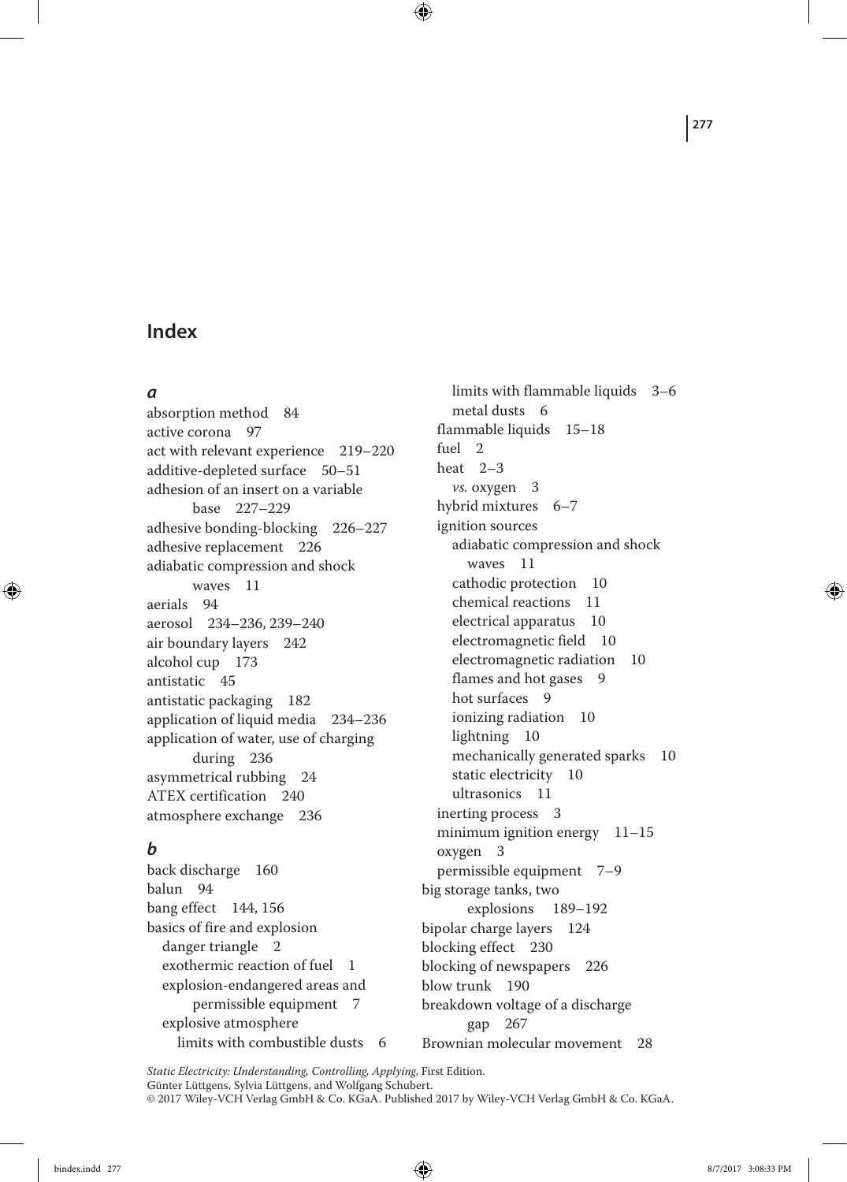# Index

### *a*

absorption method 84
active corona 97
act with relevant experience 219–220
additive-depleted surface 50–51
adhesion of an insert on a variable base 227–229
adhesive bonding-blocking 226–227
adhesive replacement 226
adiabatic compression and shock waves 11
aerials 94
aerosol 234–236, 239–240
air boundary layers 242
alcohol cup 173
antistatic 45
antistatic packaging 182
application of liquid media 234–236
application of water, use of charging during 236
asymmetrical rubbing 24
ATEX certification 240
atmosphere exchange 236

### *b*

back discharge 160
balun 94
bang effect 144, 156
basics of fire and explosion
- danger triangle 2
- exothermic reaction of fuel 1
- explosion-endangered areas and permissible equipment 7
- explosive atmosphere
  - limits with combustible dusts 6
  - limits with flammable liquids 3–6
  - metal dusts 6
- flammable liquids 15–18
- fuel 2
- heat 2–3
  - *vs.* oxygen 3
- hybrid mixtures 6–7
- ignition sources
  - adiabatic compression and shock waves 11
  - cathodic protection 10
  - chemical reactions 11
  - electrical apparatus 10
  - electromagnetic field 10
  - electromagnetic radiation 10
  - flames and hot gases 9
  - hot surfaces 9
  - ionizing radiation 10
  - lightning 10
  - mechanically generated sparks 10
  - static electricity 10
  - ultrasonics 11
- inerting process 3
- minimum ignition energy 11–15
- oxygen 3
- permissible equipment 7–9

big storage tanks, two explosions 189–192
bipolar charge layers 124
blocking effect 230
blocking of newspapers 226
blow trunk 190
breakdown voltage of a discharge gap 267
Brownian molecular movement 28

*Static Electricity: Understanding, Controlling, Applying*, First Edition.
Günter Lüttgens, Sylvia Lüttgens, and Wolfgang Schubert.
© 2017 Wiley-VCH Verlag GmbH & Co. KGaA. Published 2017 by Wiley-VCH Verlag GmbH & Co. KGaA.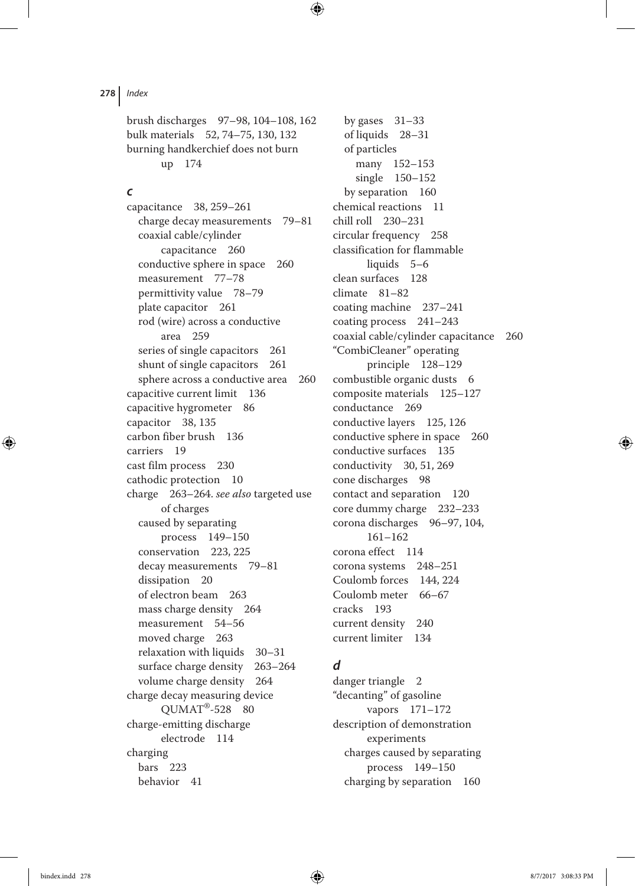brush discharges 97–98, 104–108, 162
bulk materials 52, 74–75, 130, 132
burning handkerchief does not burn up 174

### c

capacitance 38, 259–261
- charge decay measurements 79–81
- coaxial cable/cylinder capacitance 260
- conductive sphere in space 260
- measurement 77–78
- permittivity value 78–79
- plate capacitor 261
- rod (wire) across a conductive area 259
- series of single capacitors 261
- shunt of single capacitors 261
- sphere across a conductive area 260

capacitive current limit 136
capacitive hygrometer 86
capacitor 38, 135
carbon fiber brush 136
carriers 19
cast film process 230
cathodic protection 10
charge 263–264. *see also* targeted use of charges
- caused by separating process 149–150
- conservation 223, 225
- decay measurements 79–81
- dissipation 20
- of electron beam 263
- mass charge density 264
- measurement 54–56
- moved charge 263
- relaxation with liquids 30–31
- surface charge density 263–264
- volume charge density 264

charge decay measuring device QUMAT®-528 80
charge-emitting discharge electrode 114
charging
- bars 223
- behavior 41
- by gases 31–33
- of liquids 28–31
- of particles
  - many 152–153
  - single 150–152
- by separation 160

chemical reactions 11
chill roll 230–231
circular frequency 258
classification for flammable liquids 5–6
clean surfaces 128
climate 81–82
coating machine 237–241
coating process 241–243
coaxial cable/cylinder capacitance 260
"CombiCleaner" operating principle 128–129
combustible organic dusts 6
composite materials 125–127
conductance 269
conductive layers 125, 126
conductive sphere in space 260
conductive surfaces 135
conductivity 30, 51, 269
cone discharges 98
contact and separation 120
core dummy charge 232–233
corona discharges 96–97, 104, 161–162
corona effect 114
corona systems 248–251
Coulomb forces 144, 224
Coulomb meter 66–67
cracks 193
current density 240
current limiter 134

### d

danger triangle 2
"decanting" of gasoline vapors 171–172
description of demonstration experiments
- charges caused by separating process 149–150
- charging by separation 160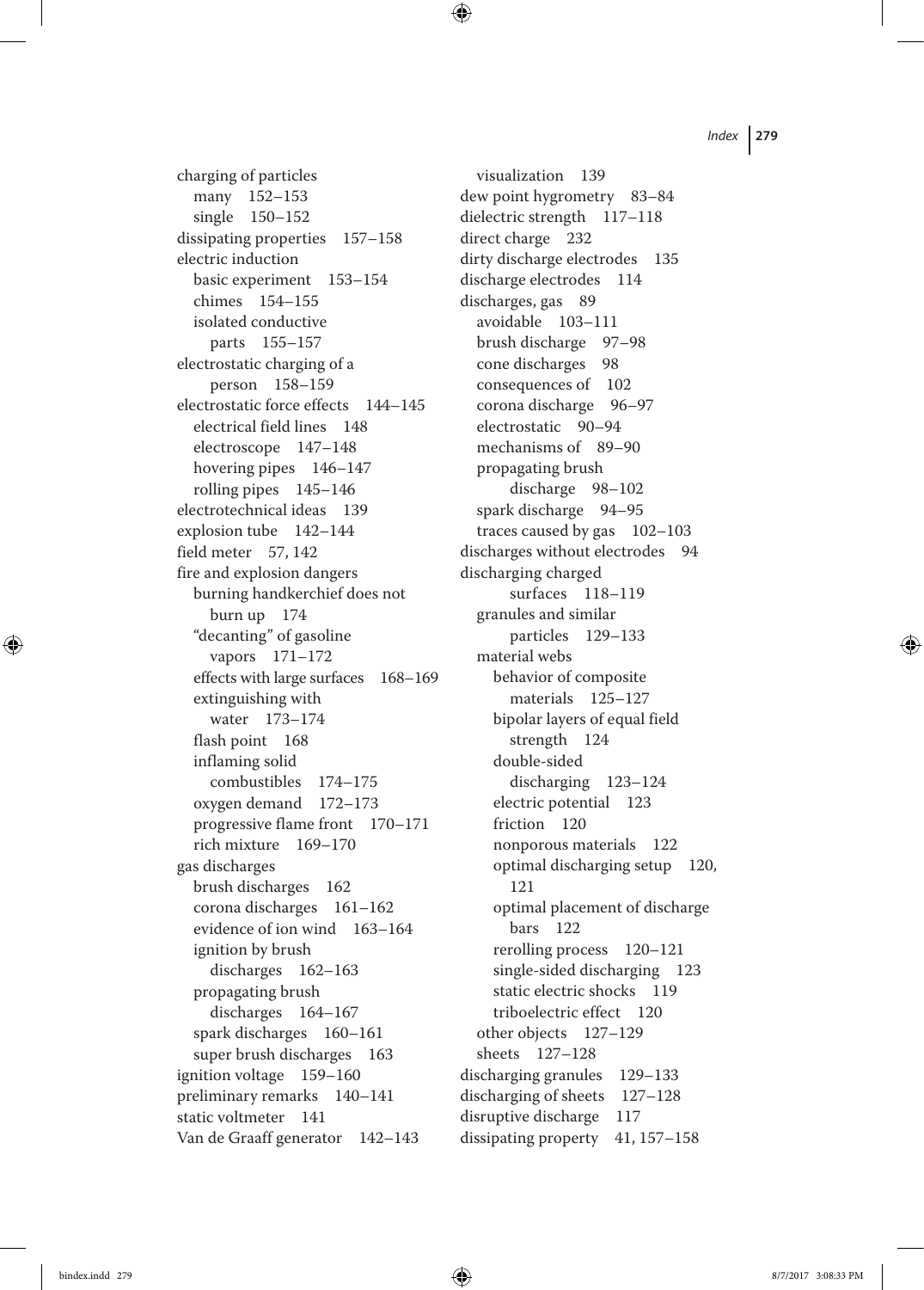charging of particles
  many 152–153
  single 150–152
dissipating properties 157–158
electric induction
  basic experiment 153–154
  chimes 154–155
  isolated conductive parts 155–157
electrostatic charging of a person 158–159
electrostatic force effects 144–145
  electrical field lines 148
  electroscope 147–148
  hovering pipes 146–147
  rolling pipes 145–146
electrotechnical ideas 139
explosion tube 142–144
field meter 57, 142
fire and explosion dangers
  burning handkerchief does not burn up 174
  "decanting" of gasoline vapors 171–172
  effects with large surfaces 168–169
  extinguishing with water 173–174
  flash point 168
  inflaming solid combustibles 174–175
  oxygen demand 172–173
  progressive flame front 170–171
  rich mixture 169–170
gas discharges
  brush discharges 162
  corona discharges 161–162
  evidence of ion wind 163–164
  ignition by brush discharges 162–163
  propagating brush discharges 164–167
  spark discharges 160–161
  super brush discharges 163
ignition voltage 159–160
preliminary remarks 140–141
static voltmeter 141
Van de Graaff generator 142–143
  visualization 139
dew point hygrometry 83–84
dielectric strength 117–118
direct charge 232
dirty discharge electrodes 135
discharge electrodes 114
discharges, gas 89
  avoidable 103–111
  brush discharge 97–98
  cone discharges 98
  consequences of 102
  corona discharge 96–97
  electrostatic 90–94
  mechanisms of 89–90
  propagating brush discharge 98–102
  spark discharge 94–95
  traces caused by gas 102–103
discharges without electrodes 94
discharging charged surfaces 118–119
  granules and similar particles 129–133
  material webs
    behavior of composite materials 125–127
    bipolar layers of equal field strength 124
    double-sided discharging 123–124
    electric potential 123
    friction 120
    nonporous materials 122
    optimal discharging setup 120, 121
    optimal placement of discharge bars 122
    rerolling process 120–121
    single-sided discharging 123
    static electric shocks 119
    triboelectric effect 120
  other objects 127–129
  sheets 127–128
discharging granules 129–133
discharging of sheets 127–128
disruptive discharge 117
dissipating property 41, 157–158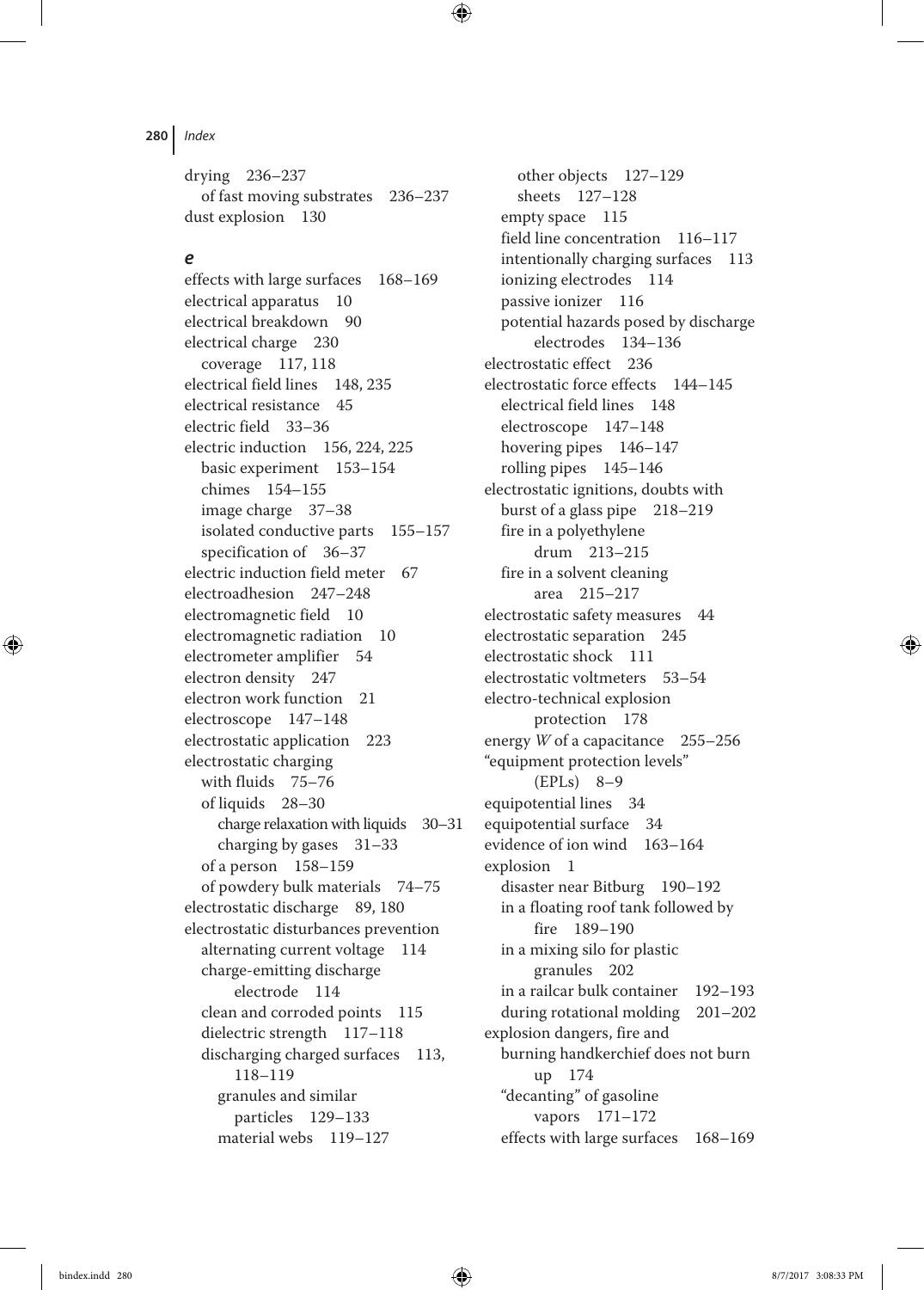drying 236–237
  of fast moving substrates 236–237
dust explosion 130

### e

effects with large surfaces 168–169
electrical apparatus 10
electrical breakdown 90
electrical charge 230
  coverage 117, 118
electrical field lines 148, 235
electrical resistance 45
electric field 33–36
electric induction 156, 224, 225
  basic experiment 153–154
  chimes 154–155
  image charge 37–38
  isolated conductive parts 155–157
  specification of 36–37
electric induction field meter 67
electroadhesion 247–248
electromagnetic field 10
electromagnetic radiation 10
electrometer amplifier 54
electron density 247
electron work function 21
electroscope 147–148
electrostatic application 223
electrostatic charging
  with fluids 75–76
  of liquids 28–30
    charge relaxation with liquids 30–31
    charging by gases 31–33
  of a person 158–159
  of powdery bulk materials 74–75
electrostatic discharge 89, 180
electrostatic disturbances prevention
  alternating current voltage 114
  charge-emitting discharge electrode 114
  clean and corroded points 115
  dielectric strength 117–118
  discharging charged surfaces 113, 118–119
    granules and similar particles 129–133
    material webs 119–127
    other objects 127–129
    sheets 127–128
  empty space 115
  field line concentration 116–117
  intentionally charging surfaces 113
  ionizing electrodes 114
  passive ionizer 116
  potential hazards posed by discharge electrodes 134–136
electrostatic effect 236
electrostatic force effects 144–145
  electrical field lines 148
  electroscope 147–148
  hovering pipes 146–147
  rolling pipes 145–146
electrostatic ignitions, doubts with
  burst of a glass pipe 218–219
  fire in a polyethylene drum 213–215
  fire in a solvent cleaning area 215–217
electrostatic safety measures 44
electrostatic separation 245
electrostatic shock 111
electrostatic voltmeters 53–54
electro-technical explosion protection 178
energy *W* of a capacitance 255–256
"equipment protection levels" (EPLs) 8–9
equipotential lines 34
equipotential surface 34
evidence of ion wind 163–164
explosion 1
  disaster near Bitburg 190–192
  in a floating roof tank followed by fire 189–190
  in a mixing silo for plastic granules 202
  in a railcar bulk container 192–193
  during rotational molding 201–202
explosion dangers, fire and
  burning handkerchief does not burn up 174
  "decanting" of gasoline vapors 171–172
  effects with large surfaces 168–169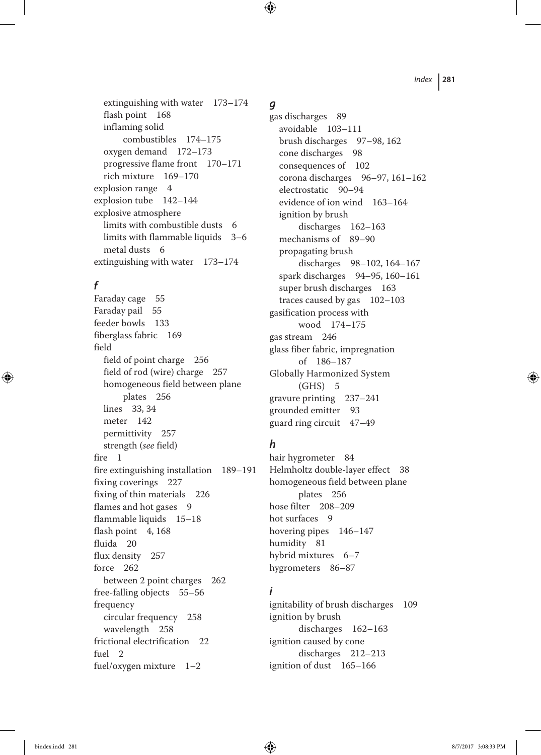extinguishing with water 173–174
flash point 168
inflaming solid combustibles 174–175
oxygen demand 172–173
progressive flame front 170–171
rich mixture 169–170

explosion range 4
explosion tube 142–144
explosive atmosphere
limits with combustible dusts 6
limits with flammable liquids 3–6
metal dusts 6
extinguishing with water 173–174

### *f*

Faraday cage 55
Faraday pail 55
feeder bowls 133
fiberglass fabric 169
field
field of point charge 256
field of rod (wire) charge 257
homogeneous field between plane plates 256
lines 33, 34
meter 142
permittivity 257
strength (*see* field)
fire 1
fire extinguishing installation 189–191
fixing coverings 227
fixing of thin materials 226
flames and hot gases 9
flammable liquids 15–18
flash point 4, 168
fluida 20
flux density 257
force 262
between 2 point charges 262
free-falling objects 55–56
frequency
circular frequency 258
wavelength 258
frictional electrification 22
fuel 2
fuel/oxygen mixture 1–2

### *g*

gas discharges 89
avoidable 103–111
brush discharges 97–98, 162
cone discharges 98
consequences of 102
corona discharges 96–97, 161–162
electrostatic 90–94
evidence of ion wind 163–164
ignition by brush discharges 162–163
mechanisms of 89–90
propagating brush discharges 98–102, 164–167
spark discharges 94–95, 160–161
super brush discharges 163
traces caused by gas 102–103
gasification process with wood 174–175
gas stream 246
glass fiber fabric, impregnation of 186–187
Globally Harmonized System (GHS) 5
gravure printing 237–241
grounded emitter 93
guard ring circuit 47–49

### *h*

hair hygrometer 84
Helmholtz double-layer effect 38
homogeneous field between plane plates 256
hose filter 208–209
hot surfaces 9
hovering pipes 146–147
humidity 81
hybrid mixtures 6–7
hygrometers 86–87

### *i*

ignitability of brush discharges 109
ignition by brush discharges 162–163
ignition caused by cone discharges 212–213
ignition of dust 165–166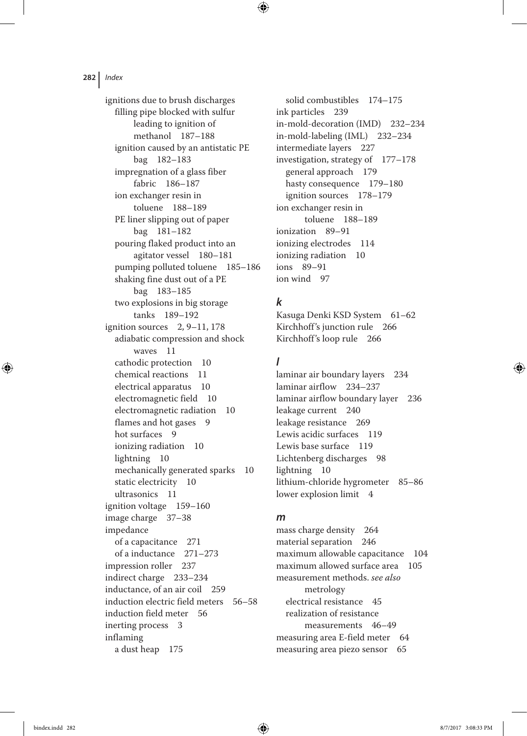ignitions due to brush discharges
- filling pipe blocked with sulfur leading to ignition of methanol 187–188
- ignition caused by an antistatic PE bag 182–183
- impregnation of a glass fiber fabric 186–187
- ion exchanger resin in toluene 188–189
- PE liner slipping out of paper bag 181–182
- pouring flaked product into an agitator vessel 180–181
- pumping polluted toluene 185–186
- shaking fine dust out of a PE bag 183–185
- two explosions in big storage tanks 189–192

ignition sources 2, 9–11, 178
- adiabatic compression and shock waves 11
- cathodic protection 10
- chemical reactions 11
- electrical apparatus 10
- electromagnetic field 10
- electromagnetic radiation 10
- flames and hot gases 9
- hot surfaces 9
- ionizing radiation 10
- lightning 10
- mechanically generated sparks 10
- static electricity 10
- ultrasonics 11

ignition voltage 159–160
image charge 37–38
impedance
- of a capacitance 271
- of a inductance 271–273

impression roller 237
indirect charge 233–234
inductance, of an air coil 259
induction electric field meters 56–58
induction field meter 56
inerting process 3
inflaming
- a dust heap 175
- solid combustibles 174–175

ink particles 239
in-mold-decoration (IMD) 232–234
in-mold-labeling (IML) 232–234
intermediate layers 227
investigation, strategy of 177–178
- general approach 179
- hasty consequence 179–180
- ignition sources 178–179

ion exchanger resin in toluene 188–189
ionization 89–91
ionizing electrodes 114
ionizing radiation 10
ions 89–91
ion wind 97

### *k*

Kasuga Denki KSD System 61–62
Kirchhoff's junction rule 266
Kirchhoff's loop rule 266

### *l*

laminar air boundary layers 234
laminar airflow 234–237
laminar airflow boundary layer 236
leakage current 240
leakage resistance 269
Lewis acidic surfaces 119
Lewis base surface 119
Lichtenberg discharges 98
lightning 10
lithium-chloride hygrometer 85–86
lower explosion limit 4

### *m*

mass charge density 264
material separation 246
maximum allowable capacitance 104
maximum allowed surface area 105
measurement methods. *see also* metrology
- electrical resistance 45
- realization of resistance measurements 46–49

measuring area E-field meter 64
measuring area piezo sensor 65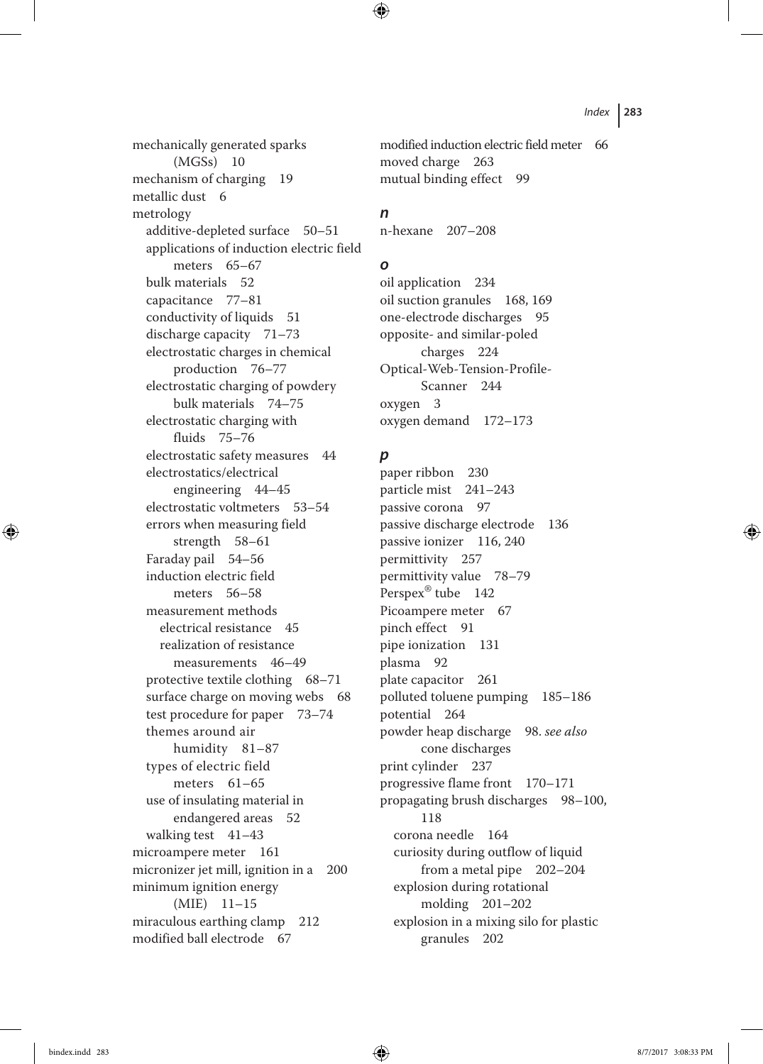mechanically generated sparks (MGSs) 10
mechanism of charging 19
metallic dust 6
metrology
- additive-depleted surface 50–51
- applications of induction electric field meters 65–67
- bulk materials 52
- capacitance 77–81
- conductivity of liquids 51
- discharge capacity 71–73
- electrostatic charges in chemical production 76–77
- electrostatic charging of powdery bulk materials 74–75
- electrostatic charging with fluids 75–76
- electrostatic safety measures 44
- electrostatics/electrical engineering 44–45
- electrostatic voltmeters 53–54
- errors when measuring field strength 58–61
- Faraday pail 54–56
- induction electric field meters 56–58
- measurement methods
  - electrical resistance 45
  - realization of resistance measurements 46–49
- protective textile clothing 68–71
- surface charge on moving webs 68
- test procedure for paper 73–74
- themes around air humidity 81–87
- types of electric field meters 61–65
- use of insulating material in endangered areas 52
- walking test 41–43

microampere meter 161
micronizer jet mill, ignition in a 200
minimum ignition energy (MIE) 11–15
miraculous earthing clamp 212
modified ball electrode 67
modified induction electric field meter 66
moved charge 263
mutual binding effect 99

## n

n-hexane 207–208

## o

oil application 234
oil suction granules 168, 169
one-electrode discharges 95
opposite- and similar-poled charges 224
Optical-Web-Tension-Profile-Scanner 244
oxygen 3
oxygen demand 172–173

## p

paper ribbon 230
particle mist 241–243
passive corona 97
passive discharge electrode 136
passive ionizer 116, 240
permittivity 257
permittivity value 78–79
Perspex® tube 142
Picoampere meter 67
pinch effect 91
pipe ionization 131
plasma 92
plate capacitor 261
polluted toluene pumping 185–186
potential 264
powder heap discharge 98. *see also* cone discharges
print cylinder 237
progressive flame front 170–171
propagating brush discharges 98–100, 118
- corona needle 164
- curiosity during outflow of liquid from a metal pipe 202–204
- explosion during rotational molding 201–202
- explosion in a mixing silo for plastic granules 202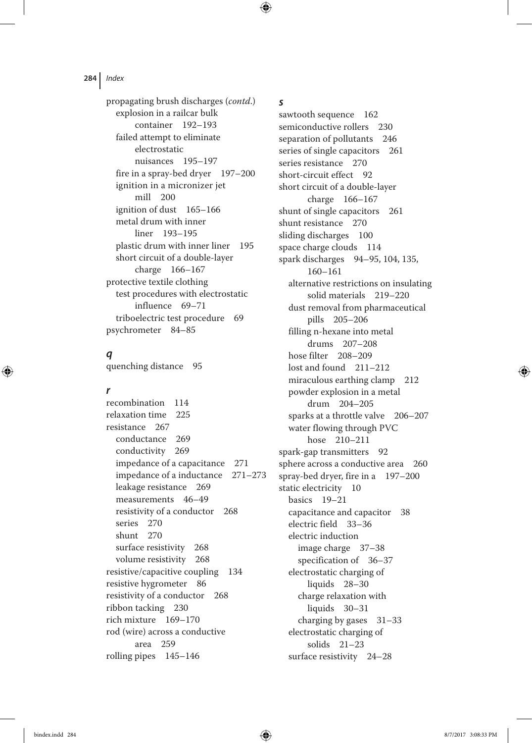propagating brush discharges (*contd.*)
  explosion in a railcar bulk container 192–193
  failed attempt to eliminate electrostatic nuisances 195–197
  fire in a spray-bed dryer 197–200
  ignition in a micronizer jet mill 200
  ignition of dust 165–166
  metal drum with inner liner 193–195
  plastic drum with inner liner 195
  short circuit of a double-layer charge 166–167
protective textile clothing
  test procedures with electrostatic influence 69–71
  triboelectric test procedure 69
psychrometer 84–85

### *q*

quenching distance 95

### *r*

recombination 114
relaxation time 225
resistance 267
  conductance 269
  conductivity 269
  impedance of a capacitance 271
  impedance of a inductance 271–273
  leakage resistance 269
  measurements 46–49
  resistivity of a conductor 268
  series 270
  shunt 270
  surface resistivity 268
  volume resistivity 268
resistive/capacitive coupling 134
resistive hygrometer 86
resistivity of a conductor 268
ribbon tacking 230
rich mixture 169–170
rod (wire) across a conductive area 259
rolling pipes 145–146

### *s*

sawtooth sequence 162
semiconductive rollers 230
separation of pollutants 246
series of single capacitors 261
series resistance 270
short-circuit effect 92
short circuit of a double-layer charge 166–167
shunt of single capacitors 261
shunt resistance 270
sliding discharges 100
space charge clouds 114
spark discharges 94–95, 104, 135, 160–161
  alternative restrictions on insulating solid materials 219–220
  dust removal from pharmaceutical pills 205–206
  filling n-hexane into metal drums 207–208
  hose filter 208–209
  lost and found 211–212
  miraculous earthing clamp 212
  powder explosion in a metal drum 204–205
  sparks at a throttle valve 206–207
  water flowing through PVC hose 210–211
spark-gap transmitters 92
sphere across a conductive area 260
spray-bed dryer, fire in a 197–200
static electricity 10
  basics 19–21
  capacitance and capacitor 38
  electric field 33–36
  electric induction
    image charge 37–38
    specification of 36–37
  electrostatic charging of liquids 28–30
    charge relaxation with liquids 30–31
    charging by gases 31–33
  electrostatic charging of solids 21–23
  surface resistivity 24–28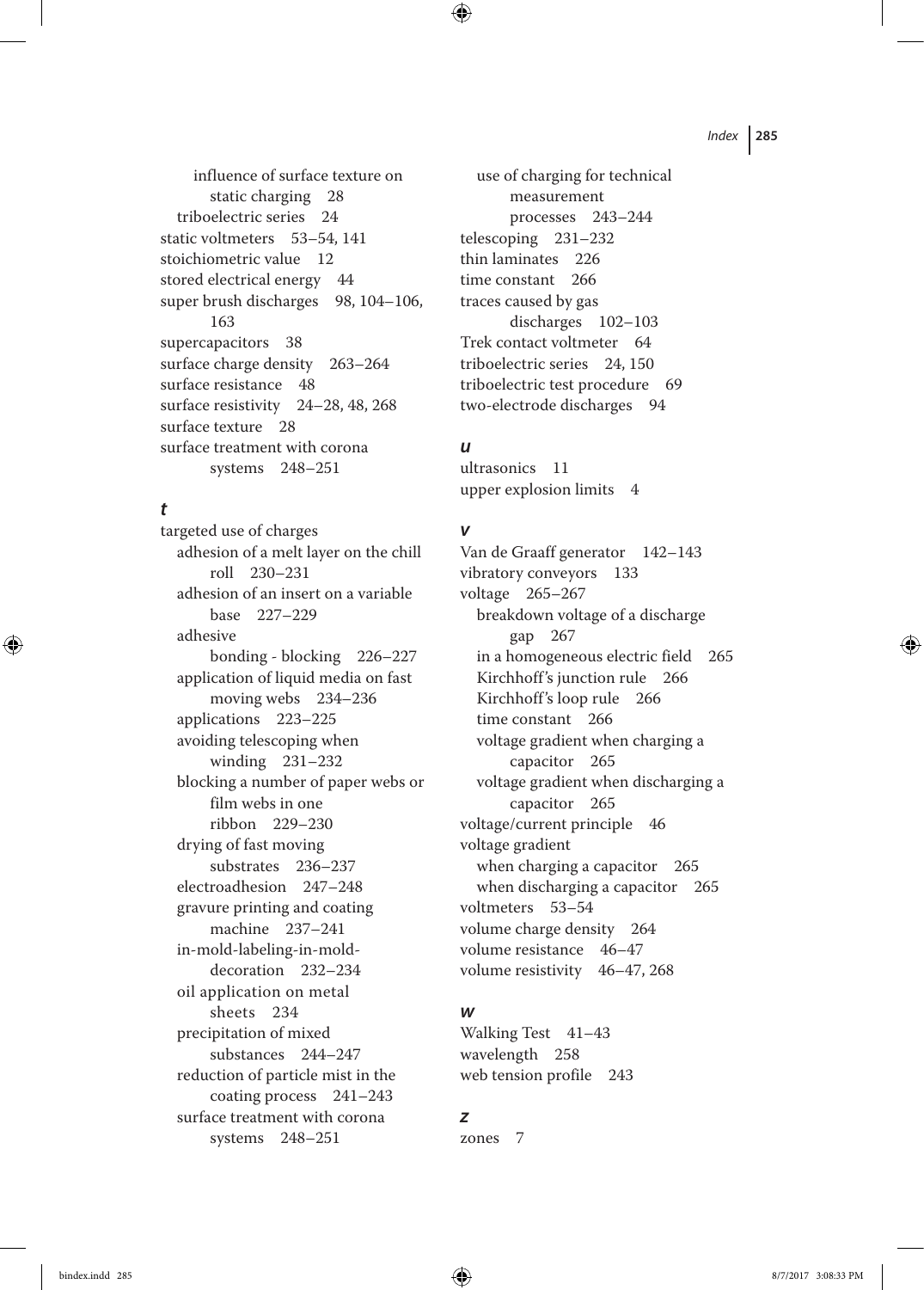influence of surface texture on static charging 28
triboelectric series 24
static voltmeters 53–54, 141
stoichiometric value 12
stored electrical energy 44
super brush discharges 98, 104–106, 163
supercapacitors 38
surface charge density 263–264
surface resistance 48
surface resistivity 24–28, 48, 268
surface texture 28
surface treatment with corona systems 248–251

### *t*

targeted use of charges
- adhesion of a melt layer on the chill roll 230–231
- adhesion of an insert on a variable base 227–229
- adhesive bonding - blocking 226–227
- application of liquid media on fast moving webs 234–236
- applications 223–225
- avoiding telescoping when winding 231–232
- blocking a number of paper webs or film webs in one ribbon 229–230
- drying of fast moving substrates 236–237
- electroadhesion 247–248
- gravure printing and coating machine 237–241
- in-mold-labeling-in-mold-decoration 232–234
- oil application on metal sheets 234
- precipitation of mixed substances 244–247
- reduction of particle mist in the coating process 241–243
- surface treatment with corona systems 248–251
- use of charging for technical measurement processes 243–244

telescoping 231–232
thin laminates 226
time constant 266
traces caused by gas discharges 102–103
Trek contact voltmeter 64
triboelectric series 24, 150
triboelectric test procedure 69
two-electrode discharges 94

### *u*

ultrasonics 11
upper explosion limits 4

### *v*

Van de Graaff generator 142–143
vibratory conveyors 133
voltage 265–267
- breakdown voltage of a discharge gap 267
- in a homogeneous electric field 265
- Kirchhoff's junction rule 266
- Kirchhoff's loop rule 266
- time constant 266
- voltage gradient when charging a capacitor 265
- voltage gradient when discharging a capacitor 265

voltage/current principle 46
voltage gradient
- when charging a capacitor 265
- when discharging a capacitor 265

voltmeters 53–54
volume charge density 264
volume resistance 46–47
volume resistivity 46–47, 268

### *w*

Walking Test 41–43
wavelength 258
web tension profile 243

### *z*

zones 7